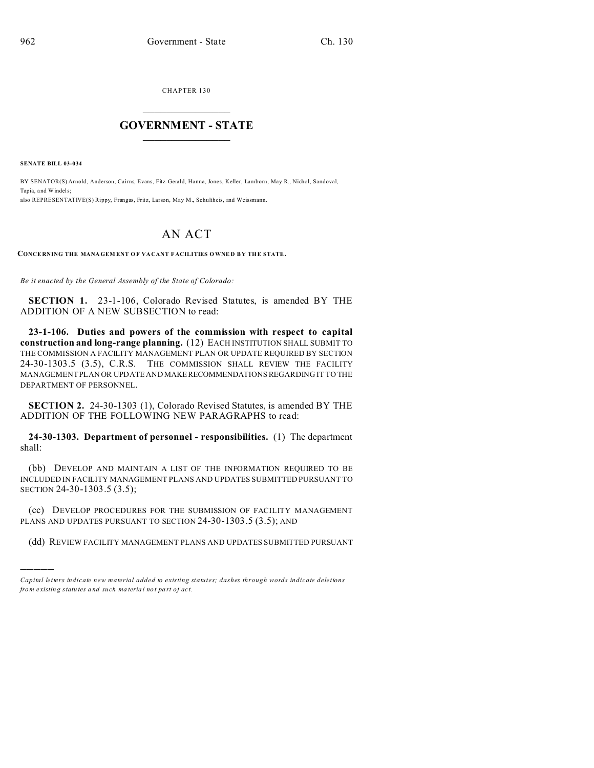CHAPTER 130

# GOVERNMENT - STATE

**SENATE BILL 03-034**

BY SENATOR(S) Arnold, Anderson, Cairns, Evans, Fitz-Gerald, Hanna, Jones, Keller, Lamborn, May R., Nichol, Sandoval, Tapia, and Windels;
also REPRESENTATIVE(S) Rippy, Frangas, Fritz, Larson, May M., Schultheis, and Weissmann.

# AN ACT

**CONCERNING THE MANAGEMENT OF VACANT FACILITIES OWNED BY THE STATE.**

*Be it enacted by the General Assembly of the State of Colorado:*

**SECTION 1.** 23-1-106, Colorado Revised Statutes, is amended BY THE ADDITION OF A NEW SUBSECTION to read:

**23-1-106. Duties and powers of the commission with respect to capital construction and long-range planning.** (12) EACH INSTITUTION SHALL SUBMIT TO THE COMMISSION A FACILITY MANAGEMENT PLAN OR UPDATE REQUIRED BY SECTION 24-30-1303.5 (3.5), C.R.S. THE COMMISSION SHALL REVIEW THE FACILITY MANAGEMENT PLAN OR UPDATE AND MAKE RECOMMENDATIONS REGARDING IT TO THE DEPARTMENT OF PERSONNEL.

**SECTION 2.** 24-30-1303 (1), Colorado Revised Statutes, is amended BY THE ADDITION OF THE FOLLOWING NEW PARAGRAPHS to read:

**24-30-1303. Department of personnel - responsibilities.** (1) The department shall:

(bb) DEVELOP AND MAINTAIN A LIST OF THE INFORMATION REQUIRED TO BE INCLUDED IN FACILITY MANAGEMENT PLANS AND UPDATES SUBMITTED PURSUANT TO SECTION 24-30-1303.5 (3.5);

(cc) DEVELOP PROCEDURES FOR THE SUBMISSION OF FACILITY MANAGEMENT PLANS AND UPDATES PURSUANT TO SECTION 24-30-1303.5 (3.5); AND

(dd) REVIEW FACILITY MANAGEMENT PLANS AND UPDATES SUBMITTED PURSUANT

---

*Capital letters indicate new material added to existing statutes; dashes through words indicate deletions from existing statutes and such material not part of act.*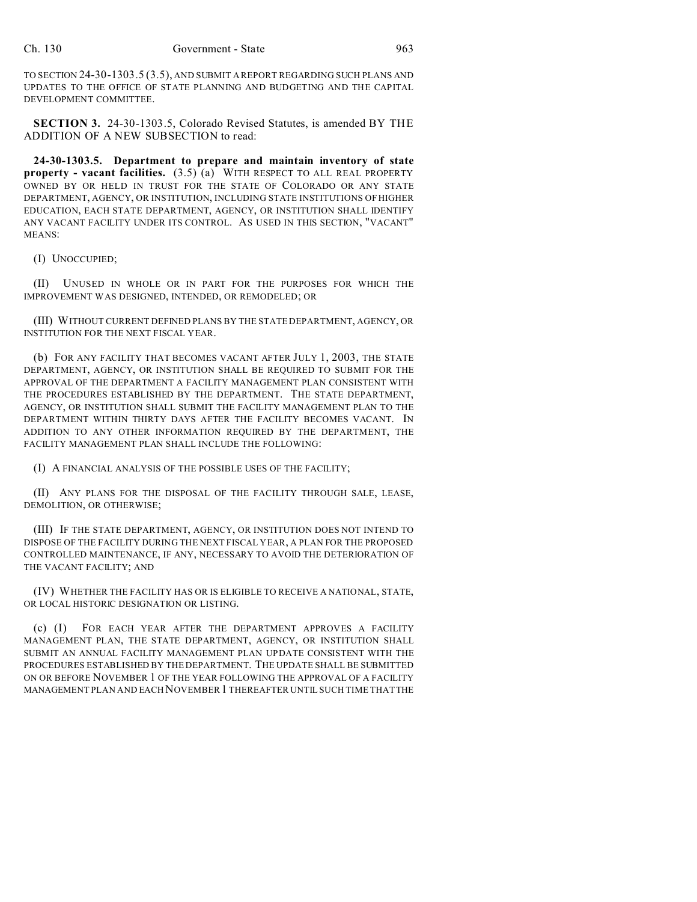TO SECTION 24-30-1303.5 (3.5), AND SUBMIT A REPORT REGARDING SUCH PLANS AND UPDATES TO THE OFFICE OF STATE PLANNING AND BUDGETING AND THE CAPITAL DEVELOPMENT COMMITTEE.

**SECTION 3.** 24-30-1303.5, Colorado Revised Statutes, is amended BY THE ADDITION OF A NEW SUBSECTION to read:

**24-30-1303.5. Department to prepare and maintain inventory of state property - vacant facilities.** (3.5) (a) WITH RESPECT TO ALL REAL PROPERTY OWNED BY OR HELD IN TRUST FOR THE STATE OF COLORADO OR ANY STATE DEPARTMENT, AGENCY, OR INSTITUTION, INCLUDING STATE INSTITUTIONS OF HIGHER EDUCATION, EACH STATE DEPARTMENT, AGENCY, OR INSTITUTION SHALL IDENTIFY ANY VACANT FACILITY UNDER ITS CONTROL. AS USED IN THIS SECTION, "VACANT" MEANS:

(I) UNOCCUPIED;

(II) UNUSED IN WHOLE OR IN PART FOR THE PURPOSES FOR WHICH THE IMPROVEMENT WAS DESIGNED, INTENDED, OR REMODELED; OR

(III) WITHOUT CURRENT DEFINED PLANS BY THE STATE DEPARTMENT, AGENCY, OR INSTITUTION FOR THE NEXT FISCAL YEAR.

(b) FOR ANY FACILITY THAT BECOMES VACANT AFTER JULY 1, 2003, THE STATE DEPARTMENT, AGENCY, OR INSTITUTION SHALL BE REQUIRED TO SUBMIT FOR THE APPROVAL OF THE DEPARTMENT A FACILITY MANAGEMENT PLAN CONSISTENT WITH THE PROCEDURES ESTABLISHED BY THE DEPARTMENT. THE STATE DEPARTMENT, AGENCY, OR INSTITUTION SHALL SUBMIT THE FACILITY MANAGEMENT PLAN TO THE DEPARTMENT WITHIN THIRTY DAYS AFTER THE FACILITY BECOMES VACANT. IN ADDITION TO ANY OTHER INFORMATION REQUIRED BY THE DEPARTMENT, THE FACILITY MANAGEMENT PLAN SHALL INCLUDE THE FOLLOWING:

(I) A FINANCIAL ANALYSIS OF THE POSSIBLE USES OF THE FACILITY;

(II) ANY PLANS FOR THE DISPOSAL OF THE FACILITY THROUGH SALE, LEASE, DEMOLITION, OR OTHERWISE;

(III) IF THE STATE DEPARTMENT, AGENCY, OR INSTITUTION DOES NOT INTEND TO DISPOSE OF THE FACILITY DURING THE NEXT FISCAL YEAR, A PLAN FOR THE PROPOSED CONTROLLED MAINTENANCE, IF ANY, NECESSARY TO AVOID THE DETERIORATION OF THE VACANT FACILITY; AND

(IV) WHETHER THE FACILITY HAS OR IS ELIGIBLE TO RECEIVE A NATIONAL, STATE, OR LOCAL HISTORIC DESIGNATION OR LISTING.

(c) (I) FOR EACH YEAR AFTER THE DEPARTMENT APPROVES A FACILITY MANAGEMENT PLAN, THE STATE DEPARTMENT, AGENCY, OR INSTITUTION SHALL SUBMIT AN ANNUAL FACILITY MANAGEMENT PLAN UPDATE CONSISTENT WITH THE PROCEDURES ESTABLISHED BY THE DEPARTMENT. THE UPDATE SHALL BE SUBMITTED ON OR BEFORE NOVEMBER 1 OF THE YEAR FOLLOWING THE APPROVAL OF A FACILITY MANAGEMENT PLAN AND EACH NOVEMBER 1 THEREAFTER UNTIL SUCH TIME THAT THE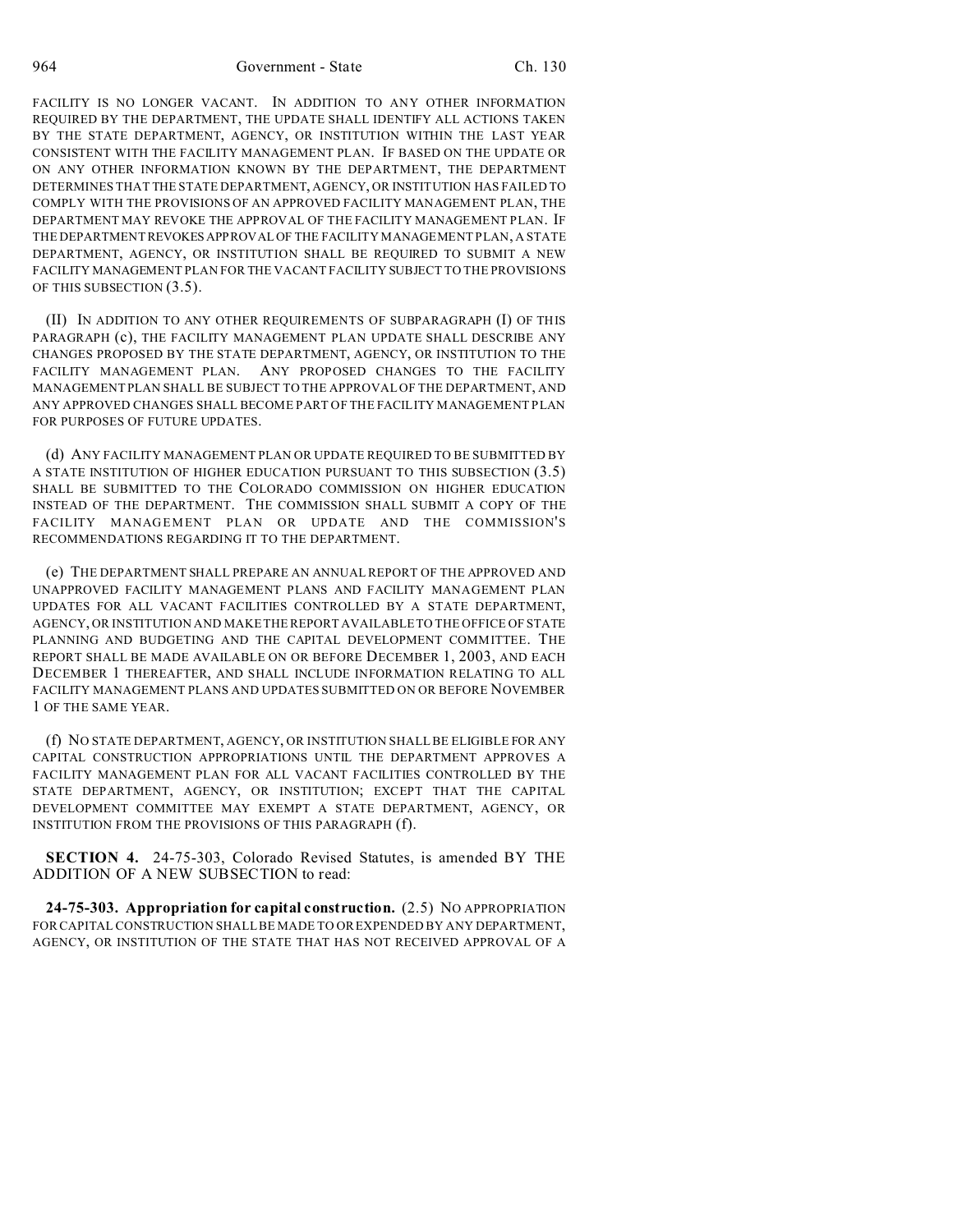FACILITY IS NO LONGER VACANT. IN ADDITION TO ANY OTHER INFORMATION REQUIRED BY THE DEPARTMENT, THE UPDATE SHALL IDENTIFY ALL ACTIONS TAKEN BY THE STATE DEPARTMENT, AGENCY, OR INSTITUTION WITHIN THE LAST YEAR CONSISTENT WITH THE FACILITY MANAGEMENT PLAN. IF BASED ON THE UPDATE OR ON ANY OTHER INFORMATION KNOWN BY THE DEPARTMENT, THE DEPARTMENT DETERMINES THAT THE STATE DEPARTMENT, AGENCY, OR INSTITUTION HAS FAILED TO COMPLY WITH THE PROVISIONS OF AN APPROVED FACILITY MANAGEMENT PLAN, THE DEPARTMENT MAY REVOKE THE APPROVAL OF THE FACILITY MANAGEMENT PLAN. IF THE DEPARTMENT REVOKES APPROVAL OF THE FACILITY MANAGEMENT PLAN, A STATE DEPARTMENT, AGENCY, OR INSTITUTION SHALL BE REQUIRED TO SUBMIT A NEW FACILITY MANAGEMENT PLAN FOR THE VACANT FACILITY SUBJECT TO THE PROVISIONS OF THIS SUBSECTION (3.5).

(II) IN ADDITION TO ANY OTHER REQUIREMENTS OF SUBPARAGRAPH (I) OF THIS PARAGRAPH (c), THE FACILITY MANAGEMENT PLAN UPDATE SHALL DESCRIBE ANY CHANGES PROPOSED BY THE STATE DEPARTMENT, AGENCY, OR INSTITUTION TO THE FACILITY MANAGEMENT PLAN. ANY PROPOSED CHANGES TO THE FACILITY MANAGEMENT PLAN SHALL BE SUBJECT TO THE APPROVAL OF THE DEPARTMENT, AND ANY APPROVED CHANGES SHALL BECOME PART OF THE FACILITY MANAGEMENT PLAN FOR PURPOSES OF FUTURE UPDATES.

(d) ANY FACILITY MANAGEMENT PLAN OR UPDATE REQUIRED TO BE SUBMITTED BY A STATE INSTITUTION OF HIGHER EDUCATION PURSUANT TO THIS SUBSECTION (3.5) SHALL BE SUBMITTED TO THE COLORADO COMMISSION ON HIGHER EDUCATION INSTEAD OF THE DEPARTMENT. THE COMMISSION SHALL SUBMIT A COPY OF THE FACILITY MANAGEMENT PLAN OR UPDATE AND THE COMMISSION'S RECOMMENDATIONS REGARDING IT TO THE DEPARTMENT.

(e) THE DEPARTMENT SHALL PREPARE AN ANNUAL REPORT OF THE APPROVED AND UNAPPROVED FACILITY MANAGEMENT PLANS AND FACILITY MANAGEMENT PLAN UPDATES FOR ALL VACANT FACILITIES CONTROLLED BY A STATE DEPARTMENT, AGENCY, OR INSTITUTION AND MAKE THE REPORT AVAILABLE TO THE OFFICE OF STATE PLANNING AND BUDGETING AND THE CAPITAL DEVELOPMENT COMMITTEE. THE REPORT SHALL BE MADE AVAILABLE ON OR BEFORE DECEMBER 1, 2003, AND EACH DECEMBER 1 THEREAFTER, AND SHALL INCLUDE INFORMATION RELATING TO ALL FACILITY MANAGEMENT PLANS AND UPDATES SUBMITTED ON OR BEFORE NOVEMBER 1 OF THE SAME YEAR.

(f) NO STATE DEPARTMENT, AGENCY, OR INSTITUTION SHALL BE ELIGIBLE FOR ANY CAPITAL CONSTRUCTION APPROPRIATIONS UNTIL THE DEPARTMENT APPROVES A FACILITY MANAGEMENT PLAN FOR ALL VACANT FACILITIES CONTROLLED BY THE STATE DEPARTMENT, AGENCY, OR INSTITUTION; EXCEPT THAT THE CAPITAL DEVELOPMENT COMMITTEE MAY EXEMPT A STATE DEPARTMENT, AGENCY, OR INSTITUTION FROM THE PROVISIONS OF THIS PARAGRAPH (f).

**SECTION 4.** 24-75-303, Colorado Revised Statutes, is amended BY THE ADDITION OF A NEW SUBSECTION to read:

**24-75-303. Appropriation for capital construction.** (2.5) NO APPROPRIATION FOR CAPITAL CONSTRUCTION SHALL BE MADE TO OR EXPENDED BY ANY DEPARTMENT, AGENCY, OR INSTITUTION OF THE STATE THAT HAS NOT RECEIVED APPROVAL OF A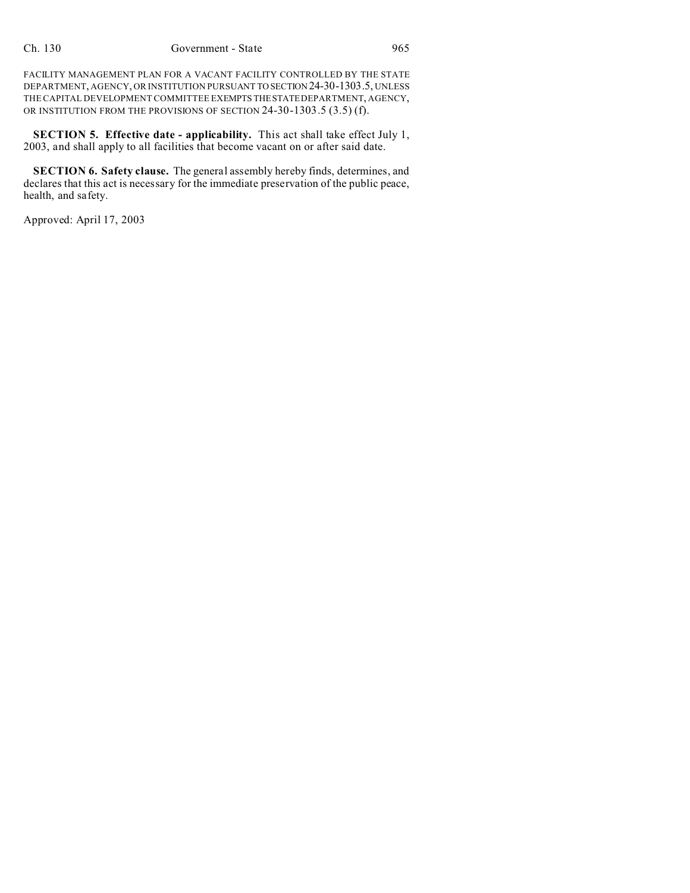FACILITY MANAGEMENT PLAN FOR A VACANT FACILITY CONTROLLED BY THE STATE DEPARTMENT, AGENCY, OR INSTITUTION PURSUANT TO SECTION 24-30-1303.5, UNLESS THE CAPITAL DEVELOPMENT COMMITTEE EXEMPTS THE STATE DEPARTMENT, AGENCY, OR INSTITUTION FROM THE PROVISIONS OF SECTION 24-30-1303.5 (3.5) (f).

**SECTION 5. Effective date - applicability.** This act shall take effect July 1, 2003, and shall apply to all facilities that become vacant on or after said date.

**SECTION 6. Safety clause.** The general assembly hereby finds, determines, and declares that this act is necessary for the immediate preservation of the public peace, health, and safety.

Approved: April 17, 2003